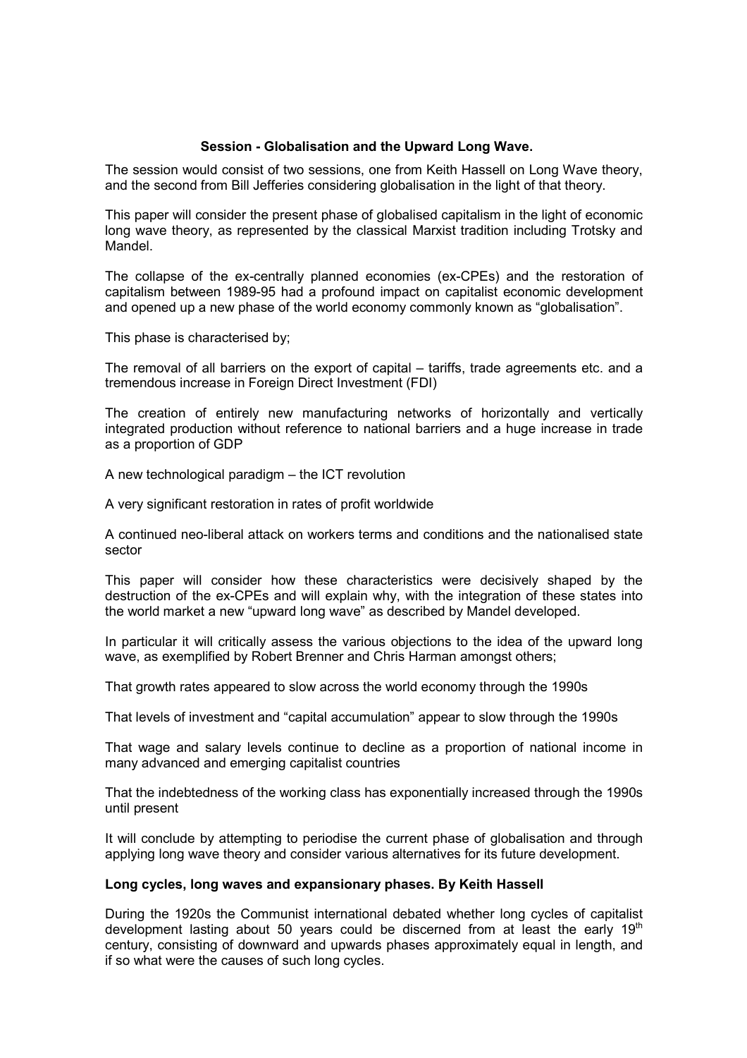### Session - Globalisation and the Upward Long Wave.

The session would consist of two sessions, one from Keith Hassell on Long Wave theory, and the second from Bill Jefferies considering globalisation in the light of that theory.

This paper will consider the present phase of globalised capitalism in the light of economic long wave theory, as represented by the classical Marxist tradition including Trotsky and Mandel.

The collapse of the ex-centrally planned economies (ex-CPEs) and the restoration of capitalism between 1989-95 had a profound impact on capitalist economic development and opened up a new phase of the world economy commonly known as "globalisation".

This phase is characterised by;

The removal of all barriers on the export of capital – tariffs, trade agreements etc. and a tremendous increase in Foreign Direct Investment (FDI)

The creation of entirely new manufacturing networks of horizontally and vertically integrated production without reference to national barriers and a huge increase in trade as a proportion of GDP

A new technological paradigm – the ICT revolution

A very significant restoration in rates of profit worldwide

A continued neo-liberal attack on workers terms and conditions and the nationalised state sector

This paper will consider how these characteristics were decisively shaped by the destruction of the ex-CPEs and will explain why, with the integration of these states into the world market a new "upward long wave" as described by Mandel developed.

In particular it will critically assess the various objections to the idea of the upward long wave, as exemplified by Robert Brenner and Chris Harman amongst others;

That growth rates appeared to slow across the world economy through the 1990s

That levels of investment and "capital accumulation" appear to slow through the 1990s

That wage and salary levels continue to decline as a proportion of national income in many advanced and emerging capitalist countries

That the indebtedness of the working class has exponentially increased through the 1990s until present

It will conclude by attempting to periodise the current phase of globalisation and through applying long wave theory and consider various alternatives for its future development.

### Long cycles, long waves and expansionary phases. By Keith Hassell

During the 1920s the Communist international debated whether long cycles of capitalist development lasting about 50 years could be discerned from at least the early 19th century, consisting of downward and upwards phases approximately equal in length, and if so what were the causes of such long cycles.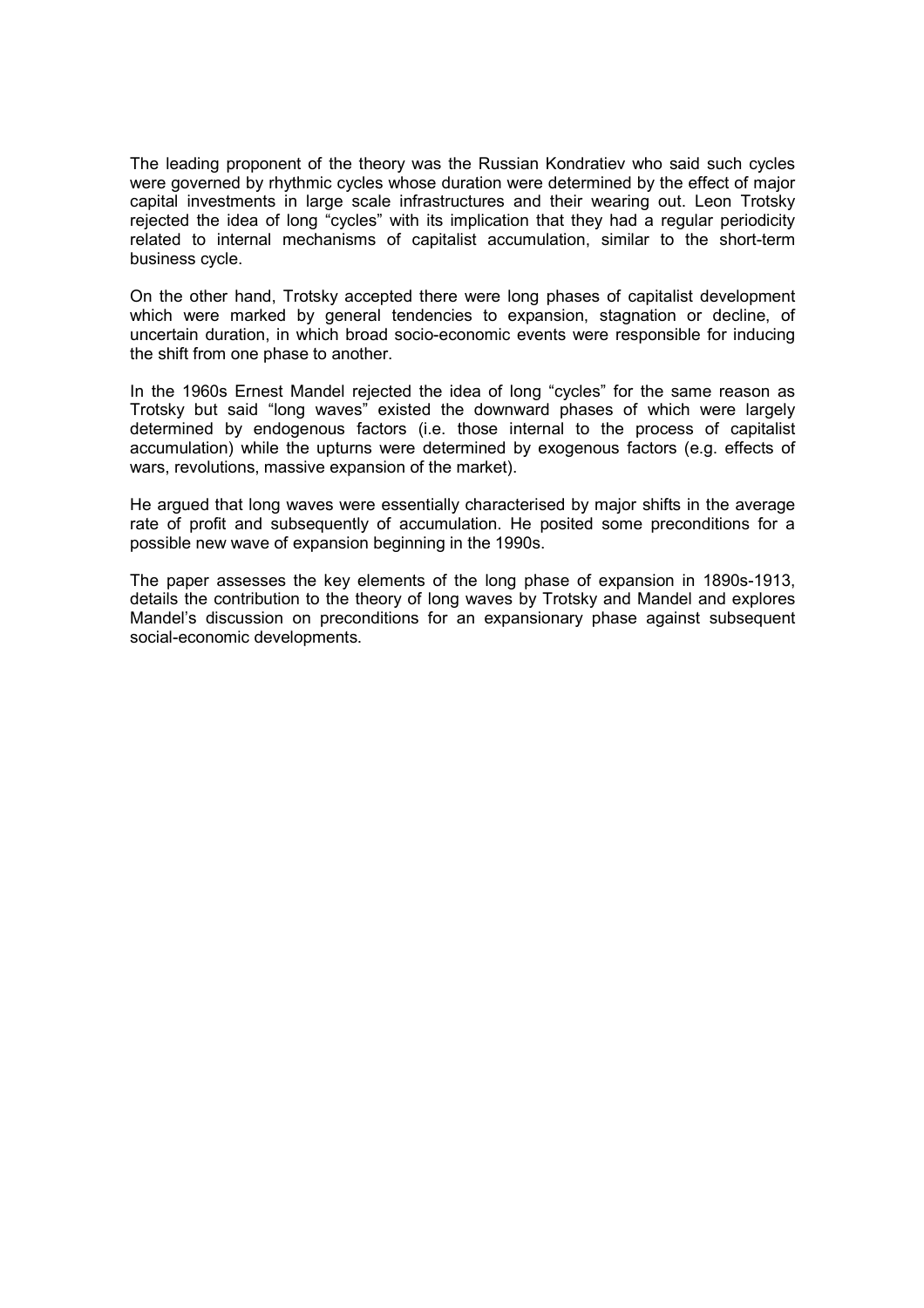The leading proponent of the theory was the Russian Kondratiev who said such cycles were governed by rhythmic cycles whose duration were determined by the effect of major capital investments in large scale infrastructures and their wearing out. Leon Trotsky rejected the idea of long "cycles" with its implication that they had a regular periodicity related to internal mechanisms of capitalist accumulation, similar to the short-term business cycle.

On the other hand, Trotsky accepted there were long phases of capitalist development which were marked by general tendencies to expansion, stagnation or decline, of uncertain duration, in which broad socio-economic events were responsible for inducing the shift from one phase to another.

In the 1960s Ernest Mandel rejected the idea of long "cycles" for the same reason as Trotsky but said "long waves" existed the downward phases of which were largely determined by endogenous factors (i.e. those internal to the process of capitalist accumulation) while the upturns were determined by exogenous factors (e.g. effects of wars, revolutions, massive expansion of the market).

He argued that long waves were essentially characterised by major shifts in the average rate of profit and subsequently of accumulation. He posited some preconditions for a possible new wave of expansion beginning in the 1990s.

The paper assesses the key elements of the long phase of expansion in 1890s-1913, details the contribution to the theory of long waves by Trotsky and Mandel and explores Mandel's discussion on preconditions for an expansionary phase against subsequent social-economic developments.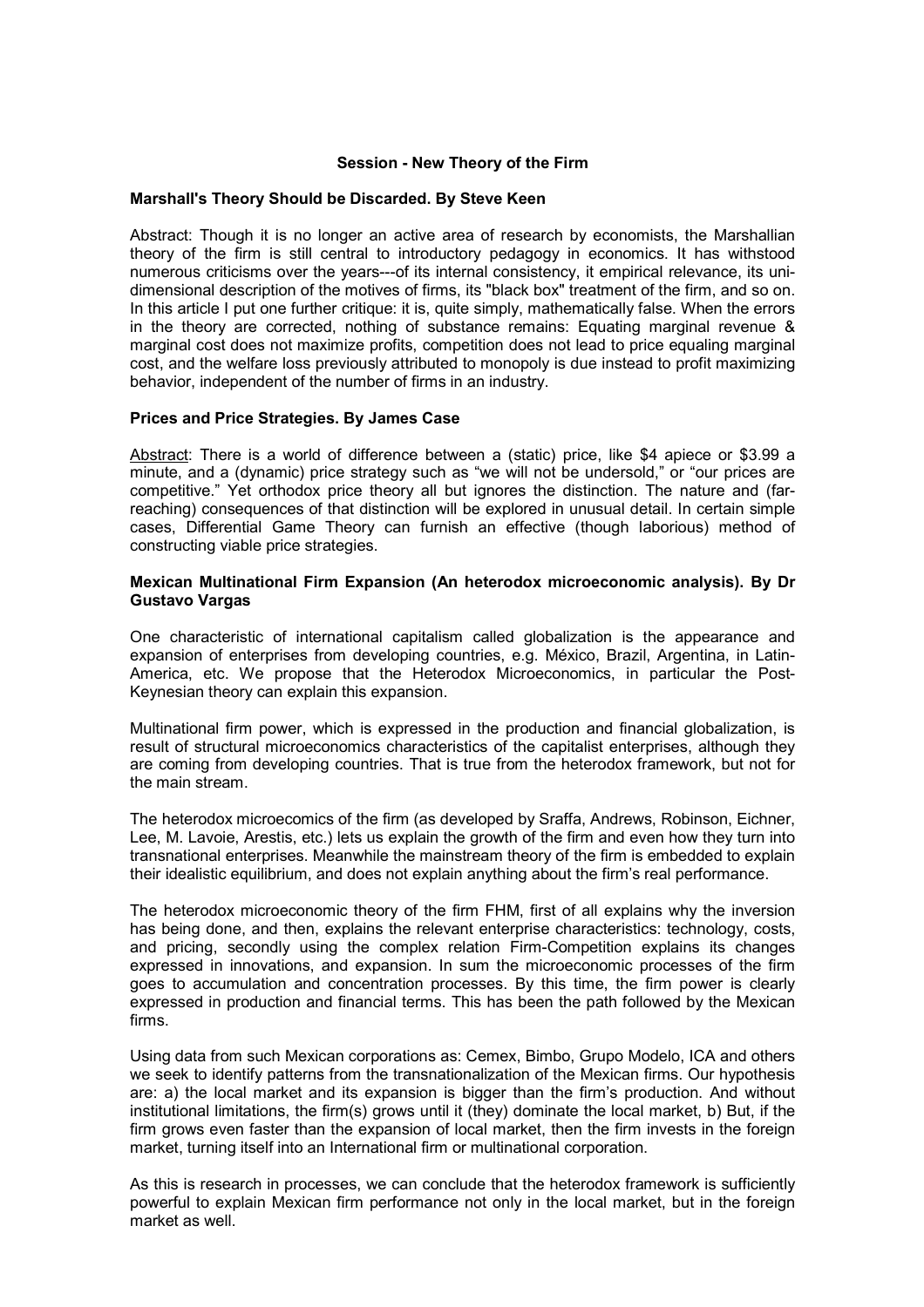## Session - New Theory of the Firm

### Marshall's Theory Should be Discarded. By Steve Keen

Abstract: Though it is no longer an active area of research by economists, the Marshallian theory of the firm is still central to introductory pedagogy in economics. It has withstood numerous criticisms over the years---of its internal consistency, it empirical relevance, its uni-dimensional description of the motives of firms, its "black box" treatment of the firm, and so on. In this article I put one further critique: it is, quite simply, mathematically false. When the errors in the theory are corrected, nothing of substance remains: Equating marginal revenue & marginal cost does not maximize profits, competition does not lead to price equaling marginal cost, and the welfare loss previously attributed to monopoly is due instead to profit maximizing behavior, independent of the number of firms in an industry.

### Prices and Price Strategies. By James Case

Abstract: There is a world of difference between a (static) price, like $4 apiece or $3.99 a minute, and a (dynamic) price strategy such as "we will not be undersold," or "our prices are competitive." Yet orthodox price theory all but ignores the distinction. The nature and (far-reaching) consequences of that distinction will be explored in unusual detail. In certain simple cases, Differential Game Theory can furnish an effective (though laborious) method of constructing viable price strategies.

### Mexican Multinational Firm Expansion (An heterodox microeconomic analysis). By Dr Gustavo Vargas

One characteristic of international capitalism called globalization is the appearance and expansion of enterprises from developing countries, e.g. México, Brazil, Argentina, in Latin-America, etc. We propose that the Heterodox Microeconomics, in particular the Post-Keynesian theory can explain this expansion.

Multinational firm power, which is expressed in the production and financial globalization, is result of structural microeconomics characteristics of the capitalist enterprises, although they are coming from developing countries. That is true from the heterodox framework, but not for the main stream.

The heterodox microecomics of the firm (as developed by Sraffa, Andrews, Robinson, Eichner, Lee, M. Lavoie, Arestis, etc.) lets us explain the growth of the firm and even how they turn into transnational enterprises. Meanwhile the mainstream theory of the firm is embedded to explain their idealistic equilibrium, and does not explain anything about the firm's real performance.

The heterodox microeconomic theory of the firm FHM, first of all explains why the inversion has being done, and then, explains the relevant enterprise characteristics: technology, costs, and pricing, secondly using the complex relation Firm-Competition explains its changes expressed in innovations, and expansion. In sum the microeconomic processes of the firm goes to accumulation and concentration processes. By this time, the firm power is clearly expressed in production and financial terms. This has been the path followed by the Mexican firms.

Using data from such Mexican corporations as: Cemex, Bimbo, Grupo Modelo, ICA and others we seek to identify patterns from the transnationalization of the Mexican firms. Our hypothesis are: a) the local market and its expansion is bigger than the firm's production. And without institutional limitations, the firm(s) grows until it (they) dominate the local market, b) But, if the firm grows even faster than the expansion of local market, then the firm invests in the foreign market, turning itself into an International firm or multinational corporation.

As this is research in processes, we can conclude that the heterodox framework is sufficiently powerful to explain Mexican firm performance not only in the local market, but in the foreign market as well.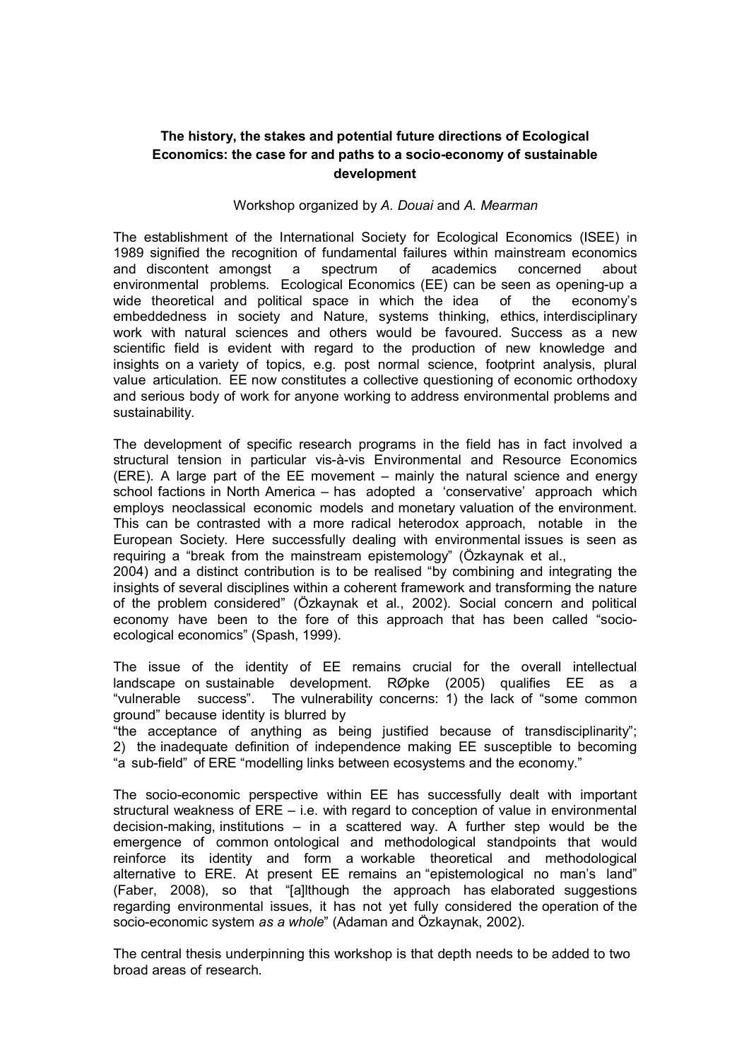**The history, the stakes and potential future directions of Ecological Economics: the case for and paths to a socio-economy of sustainable development**

Workshop organized by *A. Douai* and *A. Mearman*

The establishment of the International Society for Ecological Economics (ISEE) in 1989 signified the recognition of fundamental failures within mainstream economics and discontent amongst a spectrum of academics concerned about environmental problems. Ecological Economics (EE) can be seen as opening-up a wide theoretical and political space in which the idea of the economy's embeddedness in society and Nature, systems thinking, ethics, interdisciplinary work with natural sciences and others would be favoured. Success as a new scientific field is evident with regard to the production of new knowledge and insights on a variety of topics, e.g. post normal science, footprint analysis, plural value articulation. EE now constitutes a collective questioning of economic orthodoxy and serious body of work for anyone working to address environmental problems and sustainability.

The development of specific research programs in the field has in fact involved a structural tension in particular vis-à-vis Environmental and Resource Economics (ERE). A large part of the EE movement – mainly the natural science and energy school factions in North America – has adopted a 'conservative' approach which employs neoclassical economic models and monetary valuation of the environment. This can be contrasted with a more radical heterodox approach, notable in the European Society. Here successfully dealing with environmental issues is seen as requiring a "break from the mainstream epistemology" (Özkaynak et al., 2004) and a distinct contribution is to be realised "by combining and integrating the insights of several disciplines within a coherent framework and transforming the nature of the problem considered" (Özkaynak et al., 2002). Social concern and political economy have been to the fore of this approach that has been called "socio-ecological economics" (Spash, 1999).

The issue of the identity of EE remains crucial for the overall intellectual landscape on sustainable development. RØpke (2005) qualifies EE as a "vulnerable success". The vulnerability concerns: 1) the lack of "some common ground" because identity is blurred by "the acceptance of anything as being justified because of transdisciplinarity"; 2) the inadequate definition of independence making EE susceptible to becoming "a sub-field" of ERE "modelling links between ecosystems and the economy."

The socio-economic perspective within EE has successfully dealt with important structural weakness of ERE – i.e. with regard to conception of value in environmental decision-making, institutions – in a scattered way. A further step would be the emergence of common ontological and methodological standpoints that would reinforce its identity and form a workable theoretical and methodological alternative to ERE. At present EE remains an "epistemological no man's land" (Faber, 2008), so that "[a]lthough the approach has elaborated suggestions regarding environmental issues, it has not yet fully considered the operation of the socio-economic system *as a whole*" (Adaman and Özkaynak, 2002).

The central thesis underpinning this workshop is that depth needs to be added to two broad areas of research.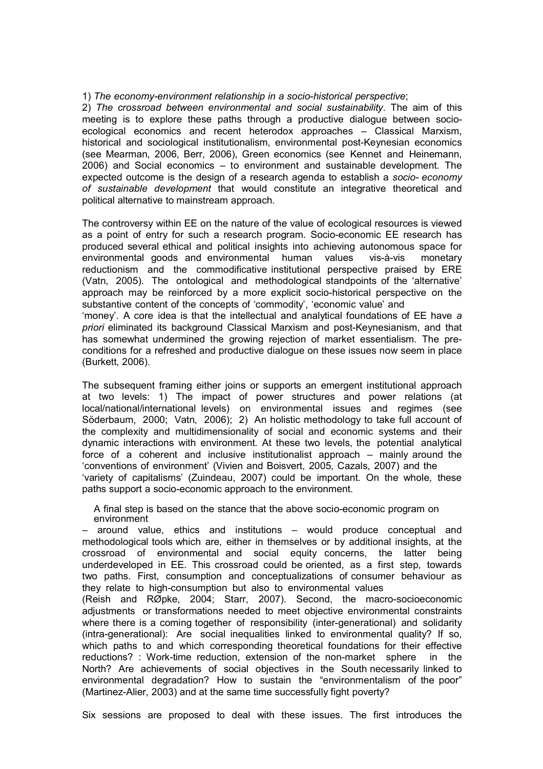1) *The economy-environment relationship in a socio-historical perspective*;
2) *The crossroad between environmental and social sustainability*. The aim of this meeting is to explore these paths through a productive dialogue between socio-ecological economics and recent heterodox approaches – Classical Marxism, historical and sociological institutionalism, environmental post-Keynesian economics (see Mearman, 2006, Berr, 2006), Green economics (see Kennet and Heinemann, 2006) and Social economics – to environment and sustainable development. The expected outcome is the design of a research agenda to establish a *socio- economy of sustainable development* that would constitute an integrative theoretical and political alternative to mainstream approach.

The controversy within EE on the nature of the value of ecological resources is viewed as a point of entry for such a research program. Socio-economic EE research has produced several ethical and political insights into achieving autonomous space for environmental goods and environmental human values vis-à-vis monetary reductionism and the commodificative institutional perspective praised by ERE (Vatn, 2005). The ontological and methodological standpoints of the 'alternative' approach may be reinforced by a more explicit socio-historical perspective on the substantive content of the concepts of 'commodity', 'economic value' and 'money'. A core idea is that the intellectual and analytical foundations of EE have *a priori* eliminated its background Classical Marxism and post-Keynesianism, and that has somewhat undermined the growing rejection of market essentialism. The pre-conditions for a refreshed and productive dialogue on these issues now seem in place (Burkett, 2006).

The subsequent framing either joins or supports an emergent institutional approach at two levels: 1) The impact of power structures and power relations (at local/national/international levels) on environmental issues and regimes (see Söderbaum, 2000; Vatn, 2006); 2) An holistic methodology to take full account of the complexity and multidimensionality of social and economic systems and their dynamic interactions with environment. At these two levels, the potential analytical force of a coherent and inclusive institutionalist approach – mainly around the 'conventions of environment' (Vivien and Boisvert, 2005, Cazals, 2007) and the 'variety of capitalisms' (Zuindeau, 2007) could be important. On the whole, these paths support a socio-economic approach to the environment.

A final step is based on the stance that the above socio-economic program on environment – around value, ethics and institutions – would produce conceptual and methodological tools which are, either in themselves or by additional insights, at the crossroad of environmental and social equity concerns, the latter being underdeveloped in EE. This crossroad could be oriented, as a first step, towards two paths. First, consumption and conceptualizations of consumer behaviour as they relate to high-consumption but also to environmental values (Reish and RØpke, 2004; Starr, 2007). Second, the macro-socioeconomic adjustments or transformations needed to meet objective environmental constraints where there is a coming together of responsibility (inter-generational) and solidarity (intra-generational): Are social inequalities linked to environmental quality? If so, which paths to and which corresponding theoretical foundations for their effective reductions? : Work-time reduction, extension of the non-market sphere in the North? Are achievements of social objectives in the South necessarily linked to environmental degradation? How to sustain the "environmentalism of the poor" (Martinez-Alier, 2003) and at the same time successfully fight poverty?

Six sessions are proposed to deal with these issues. The first introduces the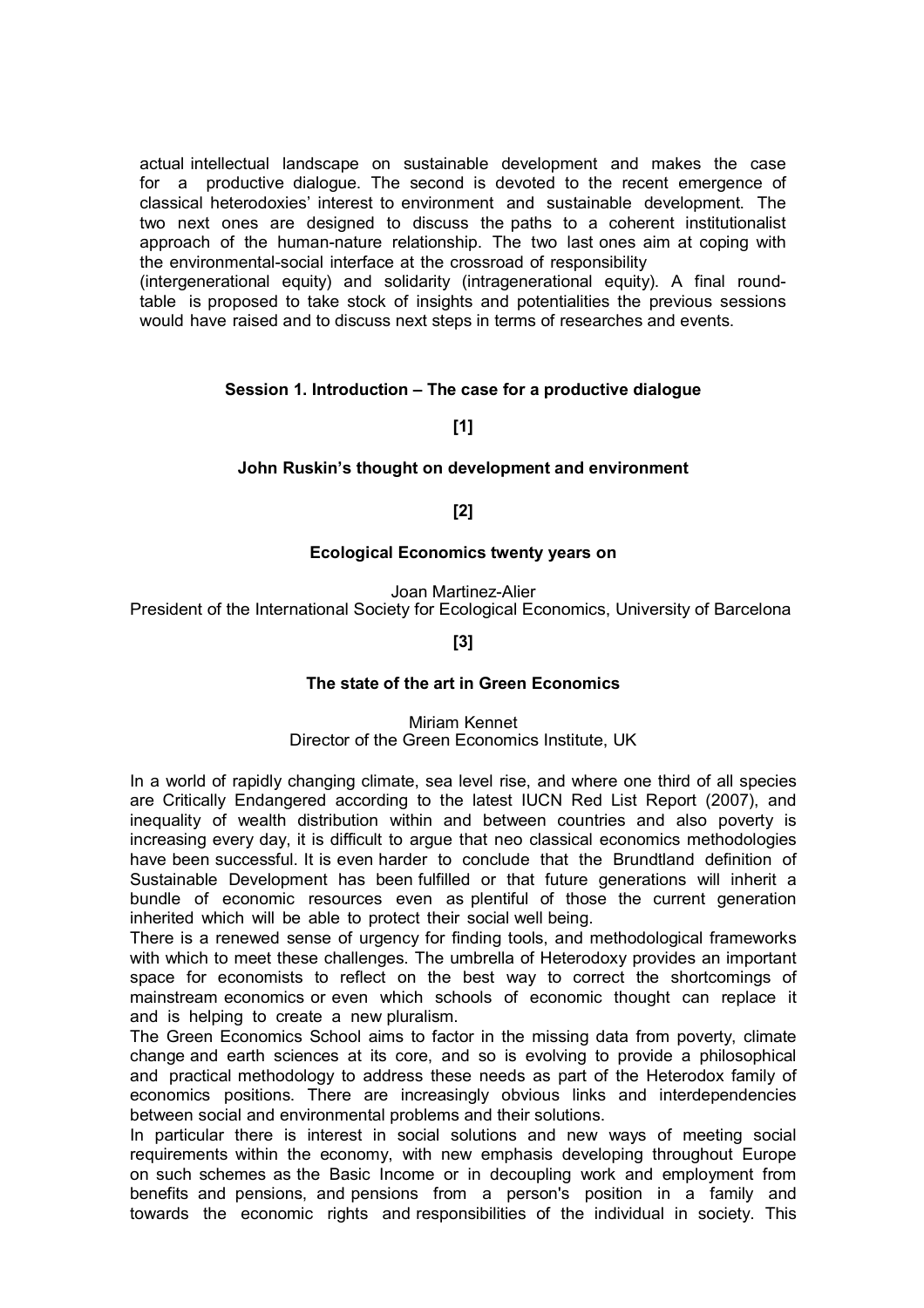actual intellectual landscape on sustainable development and makes the case for a productive dialogue. The second is devoted to the recent emergence of classical heterodoxies' interest to environment and sustainable development. The two next ones are designed to discuss the paths to a coherent institutionalist approach of the human-nature relationship. The two last ones aim at coping with the environmental-social interface at the crossroad of responsibility (intergenerational equity) and solidarity (intragenerational equity). A final round-table is proposed to take stock of insights and potentialities the previous sessions would have raised and to discuss next steps in terms of researches and events.

### Session 1. Introduction – The case for a productive dialogue

**[1]**

**John Ruskin's thought on development and environment**

**[2]**

**Ecological Economics twenty years on**

Joan Martinez-Alier
President of the International Society for Ecological Economics, University of Barcelona

**[3]**

**The state of the art in Green Economics**

Miriam Kennet
Director of the Green Economics Institute, UK

In a world of rapidly changing climate, sea level rise, and where one third of all species are Critically Endangered according to the latest IUCN Red List Report (2007), and inequality of wealth distribution within and between countries and also poverty is increasing every day, it is difficult to argue that neo classical economics methodologies have been successful. It is even harder to conclude that the Brundtland definition of Sustainable Development has been fulfilled or that future generations will inherit a bundle of economic resources even as plentiful of those the current generation inherited which will be able to protect their social well being.

There is a renewed sense of urgency for finding tools, and methodological frameworks with which to meet these challenges. The umbrella of Heterodoxy provides an important space for economists to reflect on the best way to correct the shortcomings of mainstream economics or even which schools of economic thought can replace it and is helping to create a new pluralism.

The Green Economics School aims to factor in the missing data from poverty, climate change and earth sciences at its core, and so is evolving to provide a philosophical and practical methodology to address these needs as part of the Heterodox family of economics positions. There are increasingly obvious links and interdependencies between social and environmental problems and their solutions.

In particular there is interest in social solutions and new ways of meeting social requirements within the economy, with new emphasis developing throughout Europe on such schemes as the Basic Income or in decoupling work and employment from benefits and pensions, and pensions from a person's position in a family and towards the economic rights and responsibilities of the individual in society. This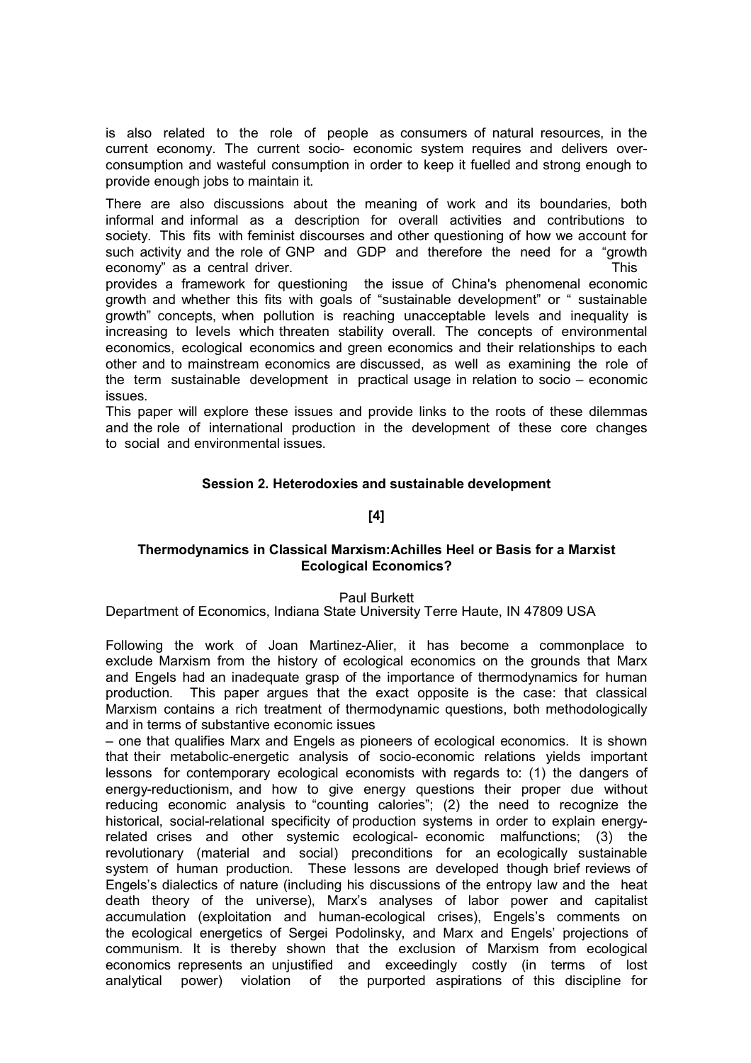is also related to the role of people as consumers of natural resources, in the current economy. The current socio- economic system requires and delivers over-consumption and wasteful consumption in order to keep it fuelled and strong enough to provide enough jobs to maintain it.

There are also discussions about the meaning of work and its boundaries, both informal and informal as a description for overall activities and contributions to society. This fits with feminist discourses and other questioning of how we account for such activity and the role of GNP and GDP and therefore the need for a "growth economy" as a central driver. This provides a framework for questioning the issue of China's phenomenal economic growth and whether this fits with goals of "sustainable development" or " sustainable growth" concepts, when pollution is reaching unacceptable levels and inequality is increasing to levels which threaten stability overall. The concepts of environmental economics, ecological economics and green economics and their relationships to each other and to mainstream economics are discussed, as well as examining the role of the term sustainable development in practical usage in relation to socio – economic issues.

This paper will explore these issues and provide links to the roots of these dilemmas and the role of international production in the development of these core changes to social and environmental issues.

## Session 2. Heterodoxies and sustainable development

**[4]**

### Thermodynamics in Classical Marxism:Achilles Heel or Basis for a Marxist Ecological Economics?

Paul Burkett
Department of Economics, Indiana State University Terre Haute, IN 47809 USA

Following the work of Joan Martinez-Alier, it has become a commonplace to exclude Marxism from the history of ecological economics on the grounds that Marx and Engels had an inadequate grasp of the importance of thermodynamics for human production. This paper argues that the exact opposite is the case: that classical Marxism contains a rich treatment of thermodynamic questions, both methodologically and in terms of substantive economic issues – one that qualifies Marx and Engels as pioneers of ecological economics. It is shown that their metabolic-energetic analysis of socio-economic relations yields important lessons for contemporary ecological economists with regards to: (1) the dangers of energy-reductionism, and how to give energy questions their proper due without reducing economic analysis to "counting calories"; (2) the need to recognize the historical, social-relational specificity of production systems in order to explain energy-related crises and other systemic ecological- economic malfunctions; (3) the revolutionary (material and social) preconditions for an ecologically sustainable system of human production. These lessons are developed though brief reviews of Engels's dialectics of nature (including his discussions of the entropy law and the heat death theory of the universe), Marx's analyses of labor power and capitalist accumulation (exploitation and human-ecological crises), Engels's comments on the ecological energetics of Sergei Podolinsky, and Marx and Engels' projections of communism. It is thereby shown that the exclusion of Marxism from ecological economics represents an unjustified and exceedingly costly (in terms of lost analytical power) violation of the purported aspirations of this discipline for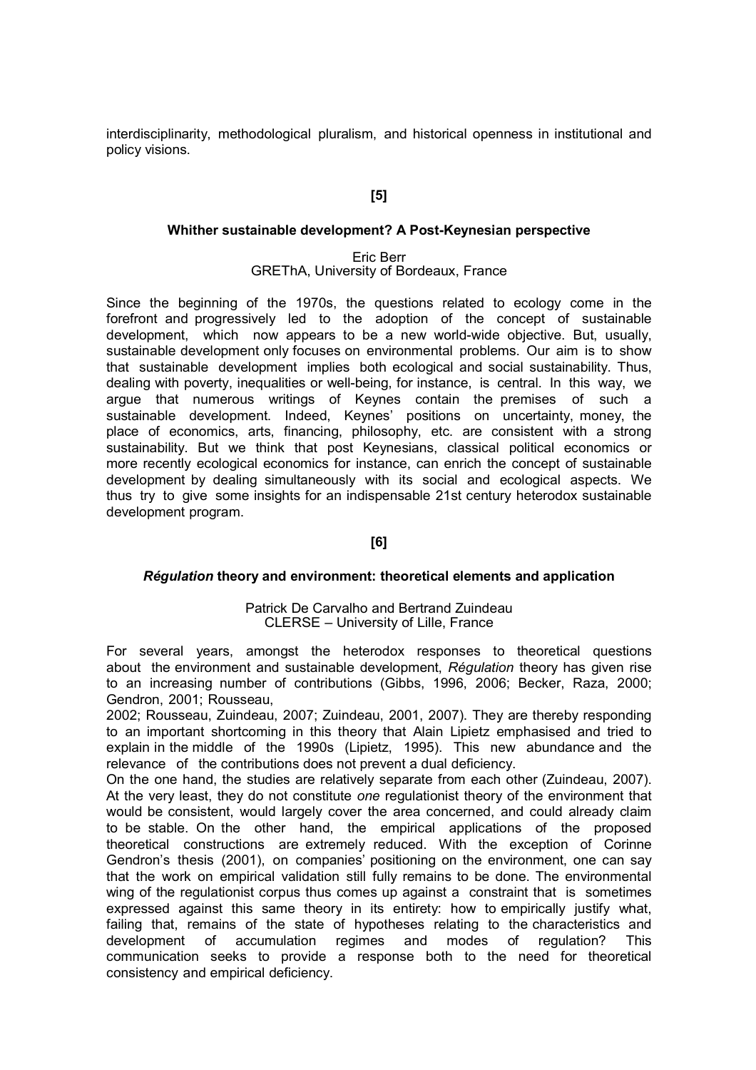interdisciplinarity, methodological pluralism, and historical openness in institutional and policy visions.

**[5]**

### Whither sustainable development? A Post-Keynesian perspective

Eric Berr
GREThA, University of Bordeaux, France

Since the beginning of the 1970s, the questions related to ecology come in the forefront and progressively led to the adoption of the concept of sustainable development, which now appears to be a new world-wide objective. But, usually, sustainable development only focuses on environmental problems. Our aim is to show that sustainable development implies both ecological and social sustainability. Thus, dealing with poverty, inequalities or well-being, for instance, is central. In this way, we argue that numerous writings of Keynes contain the premises of such a sustainable development. Indeed, Keynes' positions on uncertainty, money, the place of economics, arts, financing, philosophy, etc. are consistent with a strong sustainability. But we think that post Keynesians, classical political economics or more recently ecological economics for instance, can enrich the concept of sustainable development by dealing simultaneously with its social and ecological aspects. We thus try to give some insights for an indispensable 21st century heterodox sustainable development program.

**[6]**

### *Régulation* theory and environment: theoretical elements and application

Patrick De Carvalho and Bertrand Zuindeau
CLERSE – University of Lille, France

For several years, amongst the heterodox responses to theoretical questions about the environment and sustainable development, *Régulation* theory has given rise to an increasing number of contributions (Gibbs, 1996, 2006; Becker, Raza, 2000; Gendron, 2001; Rousseau, 2002; Rousseau, Zuindeau, 2007; Zuindeau, 2001, 2007). They are thereby responding to an important shortcoming in this theory that Alain Lipietz emphasised and tried to explain in the middle of the 1990s (Lipietz, 1995). This new abundance and the relevance of the contributions does not prevent a dual deficiency.

On the one hand, the studies are relatively separate from each other (Zuindeau, 2007). At the very least, they do not constitute *one* regulationist theory of the environment that would be consistent, would largely cover the area concerned, and could already claim to be stable. On the other hand, the empirical applications of the proposed theoretical constructions are extremely reduced. With the exception of Corinne Gendron's thesis (2001), on companies' positioning on the environment, one can say that the work on empirical validation still fully remains to be done. The environmental wing of the regulationist corpus thus comes up against a constraint that is sometimes expressed against this same theory in its entirety: how to empirically justify what, failing that, remains of the state of hypotheses relating to the characteristics and development of accumulation regimes and modes of regulation? This communication seeks to provide a response both to the need for theoretical consistency and empirical deficiency.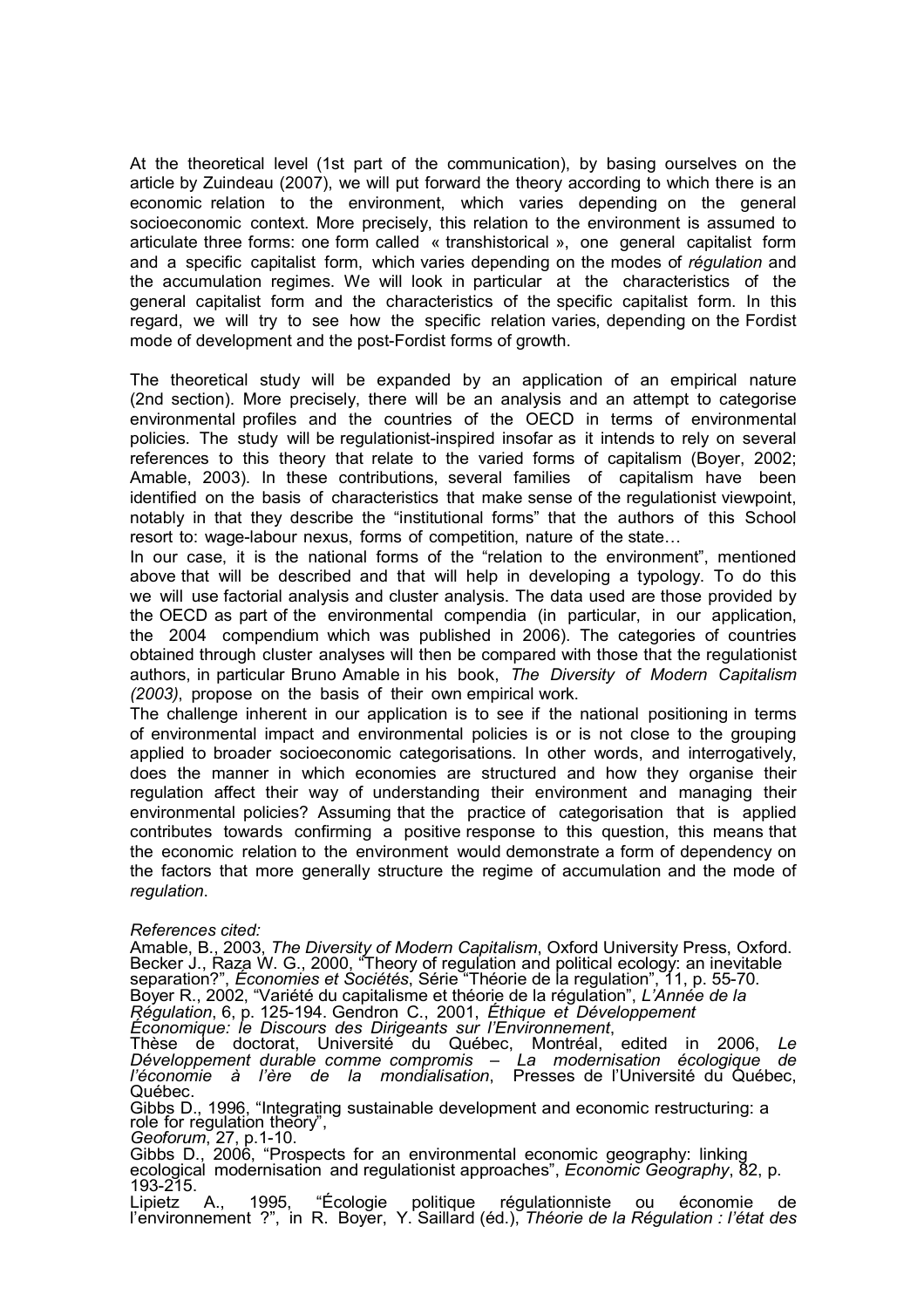At the theoretical level (1st part of the communication), by basing ourselves on the article by Zuindeau (2007), we will put forward the theory according to which there is an economic relation to the environment, which varies depending on the general socioeconomic context. More precisely, this relation to the environment is assumed to articulate three forms: one form called « transhistorical », one general capitalist form and a specific capitalist form, which varies depending on the modes of *régulation* and the accumulation regimes. We will look in particular at the characteristics of the general capitalist form and the characteristics of the specific capitalist form. In this regard, we will try to see how the specific relation varies, depending on the Fordist mode of development and the post-Fordist forms of growth.

The theoretical study will be expanded by an application of an empirical nature (2nd section). More precisely, there will be an analysis and an attempt to categorise environmental profiles and the countries of the OECD in terms of environmental policies. The study will be regulationist-inspired insofar as it intends to rely on several references to this theory that relate to the varied forms of capitalism (Boyer, 2002; Amable, 2003). In these contributions, several families of capitalism have been identified on the basis of characteristics that make sense of the regulationist viewpoint, notably in that they describe the "institutional forms" that the authors of this School resort to: wage-labour nexus, forms of competition, nature of the state…

In our case, it is the national forms of the "relation to the environment", mentioned above that will be described and that will help in developing a typology. To do this we will use factorial analysis and cluster analysis. The data used are those provided by the OECD as part of the environmental compendia (in particular, in our application, the 2004 compendium which was published in 2006). The categories of countries obtained through cluster analyses will then be compared with those that the regulationist authors, in particular Bruno Amable in his book, *The Diversity of Modern Capitalism (2003)*, propose on the basis of their own empirical work.

The challenge inherent in our application is to see if the national positioning in terms of environmental impact and environmental policies is or is not close to the grouping applied to broader socioeconomic categorisations. In other words, and interrogatively, does the manner in which economies are structured and how they organise their regulation affect their way of understanding their environment and managing their environmental policies? Assuming that the practice of categorisation that is applied contributes towards confirming a positive response to this question, this means that the economic relation to the environment would demonstrate a form of dependency on the factors that more generally structure the regime of accumulation and the mode of *regulation*.

*References cited:*

Amable, B., 2003, *The Diversity of Modern Capitalism*, Oxford University Press, Oxford.

Becker J., Raza W. G., 2000, "Theory of regulation and political ecology: an inevitable separation?", *Économies et Sociétés*, Série "Théorie de la regulation", 11, p. 55-70.

Boyer R., 2002, "Variété du capitalisme et théorie de la régulation", *L'Année de la Régulation*, 6, p. 125-194.

Gendron C., 2001, *Éthique et Développement Économique: le Discours des Dirigeants sur l'Environnement*, Thèse de doctorat, Université du Québec, Montréal, edited in 2006, *Le Développement durable comme compromis – La modernisation écologique de l'économie à l'ère de la mondialisation*, Presses de l'Université du Québec, Québec.

Gibbs D., 1996, "Integrating sustainable development and economic restructuring: a role for regulation theory", *Geoforum*, 27, p.1-10.

Gibbs D., 2006, "Prospects for an environmental economic geography: linking ecological modernisation and regulationist approaches", *Economic Geography*, 82, p. 193-215.

Lipietz A., 1995, "Écologie politique régulationniste ou économie de l'environnement ?", in R. Boyer, Y. Saillard (éd.), *Théorie de la Régulation : l'état des*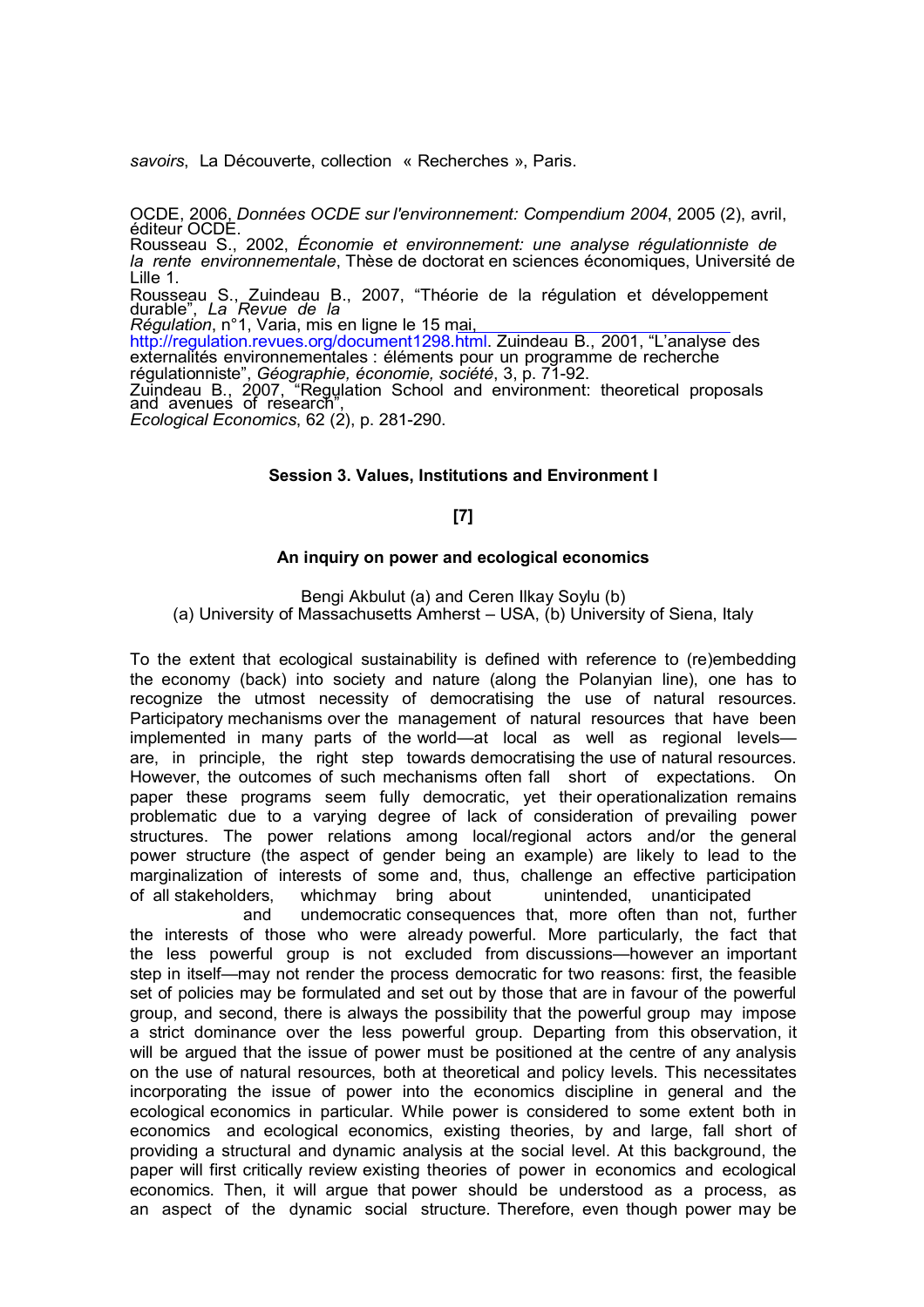*savoirs*, La Découverte, collection « Recherches », Paris.

OCDE, 2006, *Données OCDE sur l'environnement: Compendium 2004*, 2005 (2), avril, éditeur OCDE.

Rousseau S., 2002, *Économie et environnement: une analyse régulationniste de la rente environnementale*, Thèse de doctorat en sciences économiques, Université de Lille 1.

Rousseau S., Zuindeau B., 2007, "Théorie de la régulation et développement durable", *La Revue de la Régulation*, n°1, Varia, mis en ligne le 15 mai, http://regulation.revues.org/document1298.html.

Zuindeau B., 2001, "L'analyse des externalités environnementales : éléments pour un programme de recherche régulationniste", *Géographie, économie, société*, 3, p. 71-92.

Zuindeau B., 2007, "Regulation School and environment: theoretical proposals and avenues of research", *Ecological Economics*, 62 (2), p. 281-290.

## Session 3. Values, Institutions and Environment I

**[7]**

### An inquiry on power and ecological economics

Bengi Akbulut (a) and Ceren Ilkay Soylu (b)
(a) University of Massachusetts Amherst – USA, (b) University of Siena, Italy

To the extent that ecological sustainability is defined with reference to (re)embedding the economy (back) into society and nature (along the Polanyian line), one has to recognize the utmost necessity of democratising the use of natural resources. Participatory mechanisms over the management of natural resources that have been implemented in many parts of the world—at local as well as regional levels—are, in principle, the right step towards democratising the use of natural resources. However, the outcomes of such mechanisms often fall short of expectations. On paper these programs seem fully democratic, yet their operationalization remains problematic due to a varying degree of lack of consideration of prevailing power structures. The power relations among local/regional actors and/or the general power structure (the aspect of gender being an example) are likely to lead to the marginalization of interests of some and, thus, challenge an effective participation of all stakeholders, whichmay bring about unintended, unanticipated and undemocratic consequences that, more often than not, further the interests of those who were already powerful. More particularly, the fact that the less powerful group is not excluded from discussions—however an important step in itself—may not render the process democratic for two reasons: first, the feasible set of policies may be formulated and set out by those that are in favour of the powerful group, and second, there is always the possibility that the powerful group may impose a strict dominance over the less powerful group. Departing from this observation, it will be argued that the issue of power must be positioned at the centre of any analysis on the use of natural resources, both at theoretical and policy levels. This necessitates incorporating the issue of power into the economics discipline in general and the ecological economics in particular. While power is considered to some extent both in economics and ecological economics, existing theories, by and large, fall short of providing a structural and dynamic analysis at the social level. At this background, the paper will first critically review existing theories of power in economics and ecological economics. Then, it will argue that power should be understood as a process, as an aspect of the dynamic social structure. Therefore, even though power may be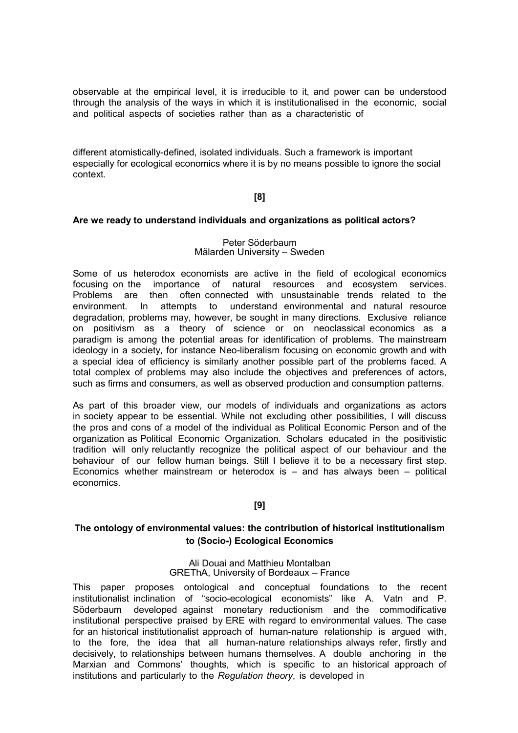observable at the empirical level, it is irreducible to it, and power can be understood through the analysis of the ways in which it is institutionalised in the economic, social and political aspects of societies rather than as a characteristic of

different atomistically-defined, isolated individuals. Such a framework is important especially for ecological economics where it is by no means possible to ignore the social context.

**[8]**

### Are we ready to understand individuals and organizations as political actors?

Peter Söderbaum
Mälarden University – Sweden

Some of us heterodox economists are active in the field of ecological economics focusing on the importance of natural resources and ecosystem services. Problems are then often connected with unsustainable trends related to the environment. In attempts to understand environmental and natural resource degradation, problems may, however, be sought in many directions. Exclusive reliance on positivism as a theory of science or on neoclassical economics as a paradigm is among the potential areas for identification of problems. The mainstream ideology in a society, for instance Neo-liberalism focusing on economic growth and with a special idea of efficiency is similarly another possible part of the problems faced. A total complex of problems may also include the objectives and preferences of actors, such as firms and consumers, as well as observed production and consumption patterns.

As part of this broader view, our models of individuals and organizations as actors in society appear to be essential. While not excluding other possibilities, I will discuss the pros and cons of a model of the individual as Political Economic Person and of the organization as Political Economic Organization. Scholars educated in the positivistic tradition will only reluctantly recognize the political aspect of our behaviour and the behaviour of our fellow human beings. Still I believe it to be a necessary first step. Economics whether mainstream or heterodox is – and has always been – political economics.

**[9]**

### The ontology of environmental values: the contribution of historical institutionalism to (Socio-) Ecological Economics

Ali Douai and Matthieu Montalban
GREThA, University of Bordeaux – France

This paper proposes ontological and conceptual foundations to the recent institutionalist inclination of "socio-ecological economists" like A. Vatn and P. Söderbaum developed against monetary reductionism and the commodificative institutional perspective praised by ERE with regard to environmental values. The case for an historical institutionalist approach of human-nature relationship is argued with, to the fore, the idea that all human-nature relationships always refer, firstly and decisively, to relationships between humans themselves. A double anchoring in the Marxian and Commons' thoughts, which is specific to an historical approach of institutions and particularly to the *Regulation theory*, is developed in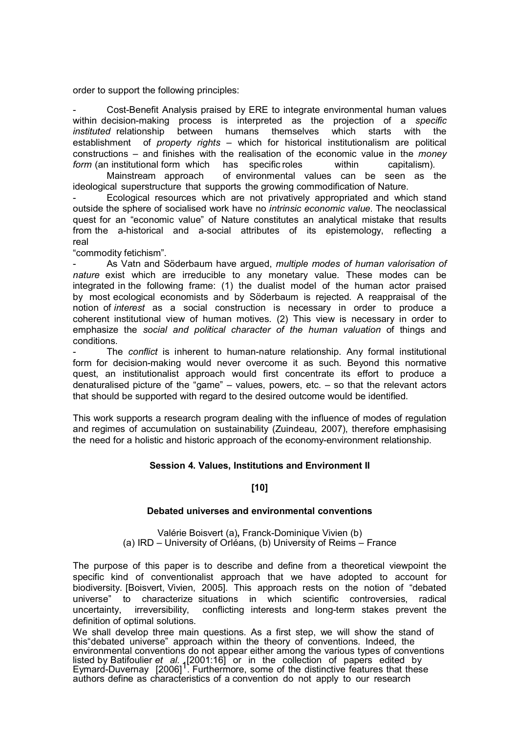order to support the following principles:

- Cost-Benefit Analysis praised by ERE to integrate environmental human values within decision-making process is interpreted as the projection of a *specific instituted* relationship between humans themselves which starts with the establishment of *property rights* – which for historical institutionalism are political constructions – and finishes with the realisation of the economic value in the *money form* (an institutional form which has specific roles within capitalism).

  Mainstream approach of environmental values can be seen as the ideological superstructure that supports the growing commodification of Nature.

- Ecological resources which are not privatively appropriated and which stand outside the sphere of socialised work have no *intrinsic economic value*. The neoclassical quest for an "economic value" of Nature constitutes an analytical mistake that results from the a-historical and a-social attributes of its epistemology, reflecting a real "commodity fetichism".

- As Vatn and Söderbaum have argued, *multiple modes of human valorisation of nature* exist which are irreducible to any monetary value. These modes can be integrated in the following frame: (1) the dualist model of the human actor praised by most ecological economists and by Söderbaum is rejected. A reappraisal of the notion of *interest* as a social construction is necessary in order to produce a coherent institutional view of human motives. (2) This view is necessary in order to emphasize the *social and political character of the human valuation* of things and conditions.

- The *conflict* is inherent to human-nature relationship. Any formal institutional form for decision-making would never overcome it as such. Beyond this normative quest, an institutionalist approach would first concentrate its effort to produce a denaturalised picture of the "game" – values, powers, etc. – so that the relevant actors that should be supported with regard to the desired outcome would be identified.

This work supports a research program dealing with the influence of modes of regulation and regimes of accumulation on sustainability (Zuindeau, 2007), therefore emphasising the need for a holistic and historic approach of the economy-environment relationship.

## Session 4. Values, Institutions and Environment II

**[10]**

### Debated universes and environmental conventions

Valérie Boisvert (a), Franck-Dominique Vivien (b)
(a) IRD – University of Orléans, (b) University of Reims – France

The purpose of this paper is to describe and define from a theoretical viewpoint the specific kind of conventionalist approach that we have adopted to account for biodiversity. [Boisvert, Vivien, 2005]. This approach rests on the notion of "debated universe" to characterize situations in which scientific controversies, radical uncertainty, irreversibility, conflicting interests and long-term stakes prevent the definition of optimal solutions.

We shall develop three main questions. As a first step, we will show the stand of this"debated universe" approach within the theory of conventions. Indeed, the environmental conventions do not appear either among the various types of conventions listed by Batifoulier *et al.* [2001:16] or in the collection of papers edited by Eymard-Duvernay [2006][1]. Furthermore, some of the distinctive features that these authors define as characteristics of a convention do not apply to our research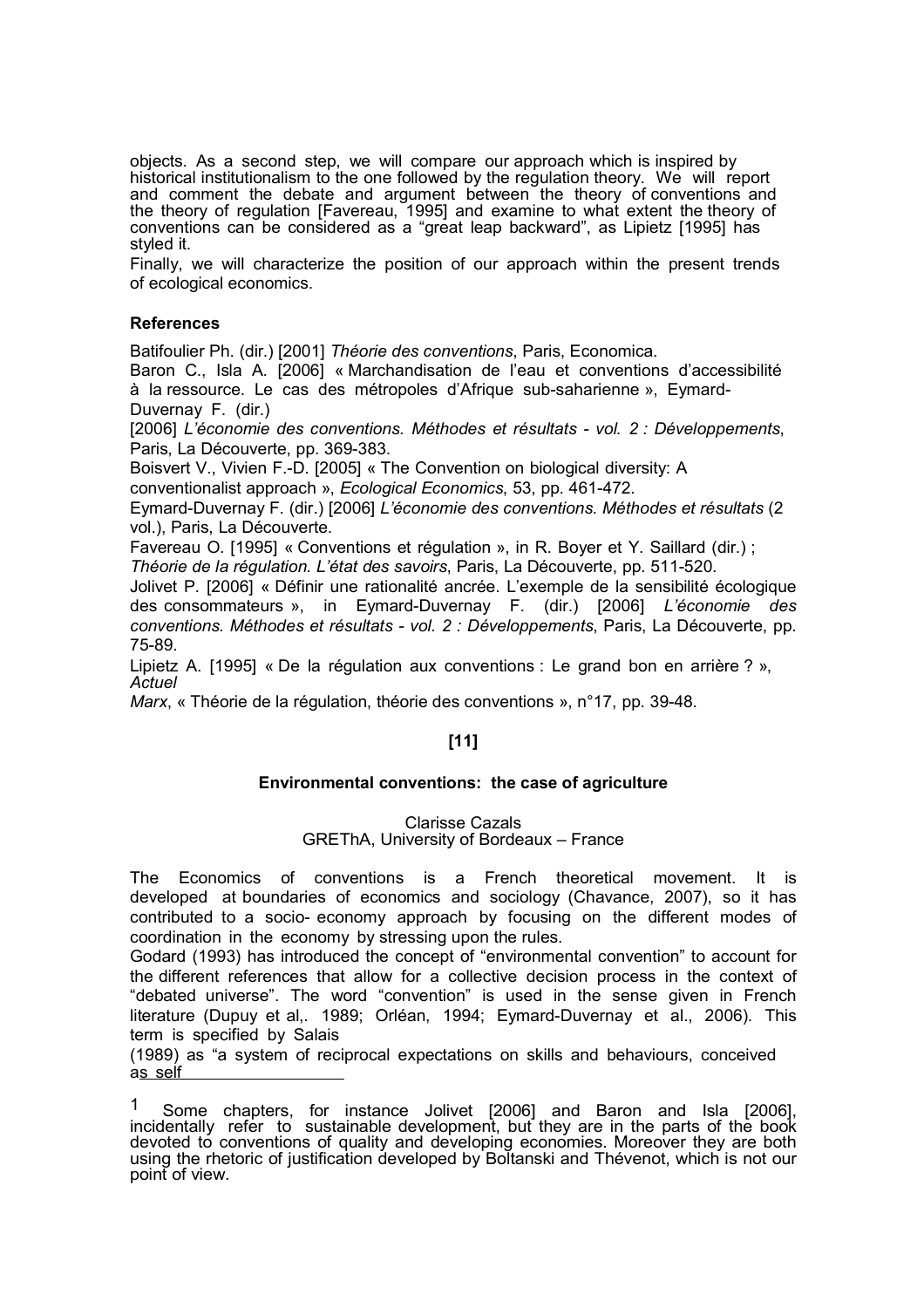objects. As a second step, we will compare our approach which is inspired by historical institutionalism to the one followed by the regulation theory. We will report and comment the debate and argument between the theory of conventions and the theory of regulation [Favereau, 1995] and examine to what extent the theory of conventions can be considered as a "great leap backward", as Lipietz [1995] has styled it.

Finally, we will characterize the position of our approach within the present trends of ecological economics.

**References**

Batifoulier Ph. (dir.) [2001] *Théorie des conventions*, Paris, Economica.

Baron C., Isla A. [2006] « Marchandisation de l'eau et conventions d'accessibilité à la ressource. Le cas des métropoles d'Afrique sub-saharienne », Eymard-Duvernay F. (dir.) [2006] *L'économie des conventions. Méthodes et résultats - vol. 2 : Développements*, Paris, La Découverte, pp. 369-383.

Boisvert V., Vivien F.-D. [2005] « The Convention on biological diversity: A conventionalist approach », *Ecological Economics*, 53, pp. 461-472.

Eymard-Duvernay F. (dir.) [2006] *L'économie des conventions. Méthodes et résultats* (2 vol.), Paris, La Découverte.

Favereau O. [1995] « Conventions et régulation », in R. Boyer et Y. Saillard (dir.) ; *Théorie de la régulation. L'état des savoirs*, Paris, La Découverte, pp. 511-520.

Jolivet P. [2006] « Définir une rationalité ancrée. L'exemple de la sensibilité écologique des consommateurs », in Eymard-Duvernay F. (dir.) [2006] *L'économie des conventions. Méthodes et résultats - vol. 2 : Développements*, Paris, La Découverte, pp. 75-89.

Lipietz A. [1995] « De la régulation aux conventions : Le grand bon en arrière ? », *Actuel Marx*, « Théorie de la régulation, théorie des conventions », n°17, pp. 39-48.

**[11]**

## Environmental conventions: the case of agriculture

Clarisse Cazals
GREThA, University of Bordeaux – France

The Economics of conventions is a French theoretical movement. It is developed at boundaries of economics and sociology (Chavance, 2007), so it has contributed to a socio- economy approach by focusing on the different modes of coordination in the economy by stressing upon the rules.

Godard (1993) has introduced the concept of "environmental convention" to account for the different references that allow for a collective decision process in the context of "debated universe". The word "convention" is used in the sense given in French literature (Dupuy et al,. 1989; Orléan, 1994; Eymard-Duvernay et al., 2006). This term is specified by Salais (1989) as "a system of reciprocal expectations on skills and behaviours, conceived as self

[1] Some chapters, for instance Jolivet [2006] and Baron and Isla [2006], incidentally refer to sustainable development, but they are in the parts of the book devoted to conventions of quality and developing economies. Moreover they are both using the rhetoric of justification developed by Boltanski and Thévenot, which is not our point of view.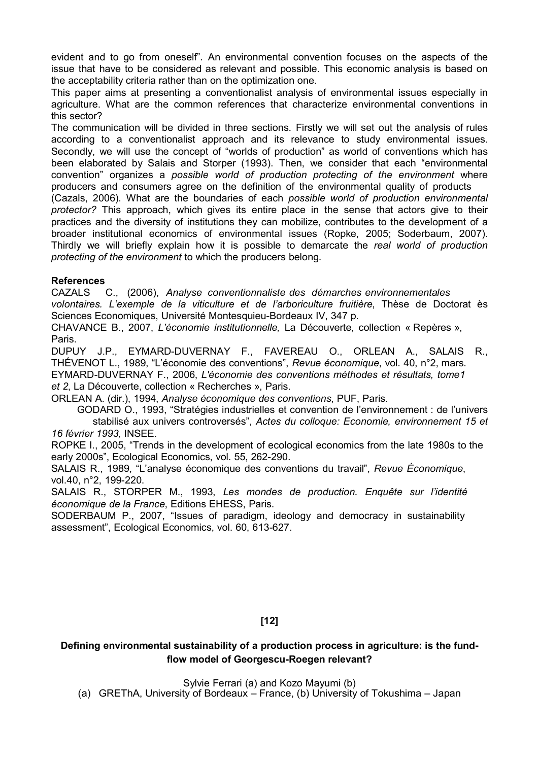evident and to go from oneself". An environmental convention focuses on the aspects of the issue that have to be considered as relevant and possible. This economic analysis is based on the acceptability criteria rather than on the optimization one.

This paper aims at presenting a conventionalist analysis of environmental issues especially in agriculture. What are the common references that characterize environmental conventions in this sector?

The communication will be divided in three sections. Firstly we will set out the analysis of rules according to a conventionalist approach and its relevance to study environmental issues. Secondly, we will use the concept of "worlds of production" as world of conventions which has been elaborated by Salais and Storper (1993). Then, we consider that each "environmental convention" organizes a *possible world of production protecting of the environment* where producers and consumers agree on the definition of the environmental quality of products (Cazals, 2006). What are the boundaries of each *possible world of production environmental protector?* This approach, which gives its entire place in the sense that actors give to their practices and the diversity of institutions they can mobilize, contributes to the development of a broader institutional economics of environmental issues (Ropke, 2005; Soderbaum, 2007). Thirdly we will briefly explain how it is possible to demarcate the *real world of production protecting of the environment* to which the producers belong.

**References**

CAZALS C., (2006), *Analyse conventionnaliste des démarches environnementales volontaires. L'exemple de la viticulture et de l'arboriculture fruitière*, Thèse de Doctorat ès Sciences Economiques, Université Montesquieu-Bordeaux IV, 347 p.

CHAVANCE B., 2007, *L'économie institutionnelle,* La Découverte, collection « Repères », Paris.

DUPUY J.P., EYMARD-DUVERNAY F., FAVEREAU O., ORLEAN A., SALAIS R., THÉVENOT L., 1989, "L'économie des conventions", *Revue économique*, vol. 40, n°2, mars.

EYMARD-DUVERNAY F., 2006, *L'économie des conventions méthodes et résultats, tome1 et 2*, La Découverte, collection « Recherches », Paris.

ORLEAN A. (dir.), 1994, *Analyse économique des conventions*, PUF, Paris.

GODARD O., 1993, "Stratégies industrielles et convention de l'environnement : de l'univers stabilisé aux univers controversés", *Actes du colloque: Economie, environnement 15 et 16 février 1993,* INSEE.

ROPKE I., 2005, "Trends in the development of ecological economics from the late 1980s to the early 2000s", Ecological Economics, vol. 55, 262-290.

SALAIS R., 1989, "L'analyse économique des conventions du travail", *Revue Économique*, vol.40, n°2, 199-220.

SALAIS R., STORPER M., 1993, *Les mondes de production. Enquête sur l'identité économique de la France*, Editions EHESS, Paris.

SODERBAUM P., 2007, "Issues of paradigm, ideology and democracy in sustainability assessment", Ecological Economics, vol. 60, 613-627.

**[12]**

**Defining environmental sustainability of a production process in agriculture: is the fund-flow model of Georgescu-Roegen relevant?**

Sylvie Ferrari (a) and Kozo Mayumi (b)

(a) GREThA, University of Bordeaux – France, (b) University of Tokushima – Japan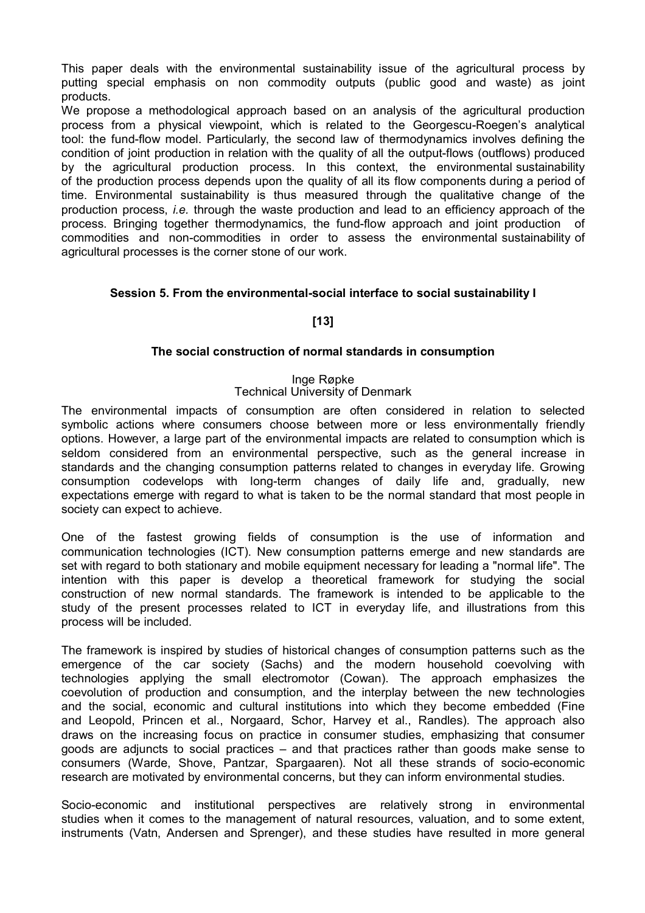This paper deals with the environmental sustainability issue of the agricultural process by putting special emphasis on non commodity outputs (public good and waste) as joint products.

We propose a methodological approach based on an analysis of the agricultural production process from a physical viewpoint, which is related to the Georgescu-Roegen's analytical tool: the fund-flow model. Particularly, the second law of thermodynamics involves defining the condition of joint production in relation with the quality of all the output-flows (outflows) produced by the agricultural production process. In this context, the environmental sustainability of the production process depends upon the quality of all its flow components during a period of time. Environmental sustainability is thus measured through the qualitative change of the production process, *i.e.* through the waste production and lead to an efficiency approach of the process. Bringing together thermodynamics, the fund-flow approach and joint production of commodities and non-commodities in order to assess the environmental sustainability of agricultural processes is the corner stone of our work.

### Session 5. From the environmental-social interface to social sustainability I

**[13]**

### The social construction of normal standards in consumption

Inge Røpke
Technical University of Denmark

The environmental impacts of consumption are often considered in relation to selected symbolic actions where consumers choose between more or less environmentally friendly options. However, a large part of the environmental impacts are related to consumption which is seldom considered from an environmental perspective, such as the general increase in standards and the changing consumption patterns related to changes in everyday life. Growing consumption codevelops with long-term changes of daily life and, gradually, new expectations emerge with regard to what is taken to be the normal standard that most people in society can expect to achieve.

One of the fastest growing fields of consumption is the use of information and communication technologies (ICT). New consumption patterns emerge and new standards are set with regard to both stationary and mobile equipment necessary for leading a "normal life". The intention with this paper is develop a theoretical framework for studying the social construction of new normal standards. The framework is intended to be applicable to the study of the present processes related to ICT in everyday life, and illustrations from this process will be included.

The framework is inspired by studies of historical changes of consumption patterns such as the emergence of the car society (Sachs) and the modern household coevolving with technologies applying the small electromotor (Cowan). The approach emphasizes the coevolution of production and consumption, and the interplay between the new technologies and the social, economic and cultural institutions into which they become embedded (Fine and Leopold, Princen et al., Norgaard, Schor, Harvey et al., Randles). The approach also draws on the increasing focus on practice in consumer studies, emphasizing that consumer goods are adjuncts to social practices – and that practices rather than goods make sense to consumers (Warde, Shove, Pantzar, Spargaaren). Not all these strands of socio-economic research are motivated by environmental concerns, but they can inform environmental studies.

Socio-economic and institutional perspectives are relatively strong in environmental studies when it comes to the management of natural resources, valuation, and to some extent, instruments (Vatn, Andersen and Sprenger), and these studies have resulted in more general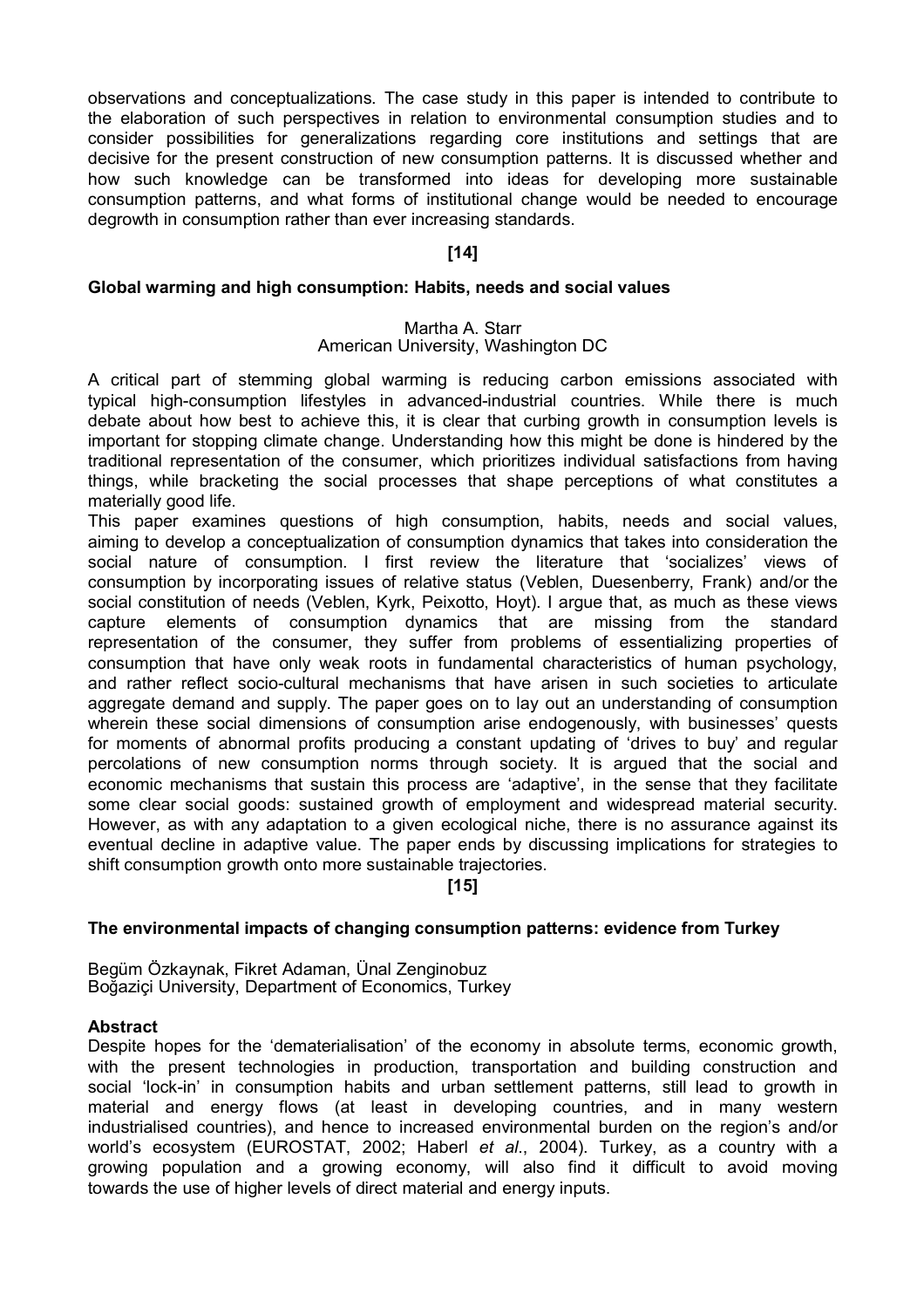observations and conceptualizations. The case study in this paper is intended to contribute to the elaboration of such perspectives in relation to environmental consumption studies and to consider possibilities for generalizations regarding core institutions and settings that are decisive for the present construction of new consumption patterns. It is discussed whether and how such knowledge can be transformed into ideas for developing more sustainable consumption patterns, and what forms of institutional change would be needed to encourage degrowth in consumption rather than ever increasing standards.

**[14]**

### Global warming and high consumption: Habits, needs and social values

Martha A. Starr
American University, Washington DC

A critical part of stemming global warming is reducing carbon emissions associated with typical high-consumption lifestyles in advanced-industrial countries. While there is much debate about how best to achieve this, it is clear that curbing growth in consumption levels is important for stopping climate change. Understanding how this might be done is hindered by the traditional representation of the consumer, which prioritizes individual satisfactions from having things, while bracketing the social processes that shape perceptions of what constitutes a materially good life.

This paper examines questions of high consumption, habits, needs and social values, aiming to develop a conceptualization of consumption dynamics that takes into consideration the social nature of consumption. I first review the literature that 'socializes' views of consumption by incorporating issues of relative status (Veblen, Duesenberry, Frank) and/or the social constitution of needs (Veblen, Kyrk, Peixotto, Hoyt). I argue that, as much as these views capture elements of consumption dynamics that are missing from the standard representation of the consumer, they suffer from problems of essentializing properties of consumption that have only weak roots in fundamental characteristics of human psychology, and rather reflect socio-cultural mechanisms that have arisen in such societies to articulate aggregate demand and supply. The paper goes on to lay out an understanding of consumption wherein these social dimensions of consumption arise endogenously, with businesses' quests for moments of abnormal profits producing a constant updating of 'drives to buy' and regular percolations of new consumption norms through society. It is argued that the social and economic mechanisms that sustain this process are 'adaptive', in the sense that they facilitate some clear social goods: sustained growth of employment and widespread material security. However, as with any adaptation to a given ecological niche, there is no assurance against its eventual decline in adaptive value. The paper ends by discussing implications for strategies to shift consumption growth onto more sustainable trajectories.

**[15]**

### The environmental impacts of changing consumption patterns: evidence from Turkey

Begüm Özkaynak, Fikret Adaman, Ünal Zenginobuz
Boğaziçi University, Department of Economics, Turkey

**Abstract**

Despite hopes for the 'dematerialisation' of the economy in absolute terms, economic growth, with the present technologies in production, transportation and building construction and social 'lock-in' in consumption habits and urban settlement patterns, still lead to growth in material and energy flows (at least in developing countries, and in many western industrialised countries), and hence to increased environmental burden on the region's and/or world's ecosystem (EUROSTAT, 2002; Haberl *et al*., 2004). Turkey, as a country with a growing population and a growing economy, will also find it difficult to avoid moving towards the use of higher levels of direct material and energy inputs.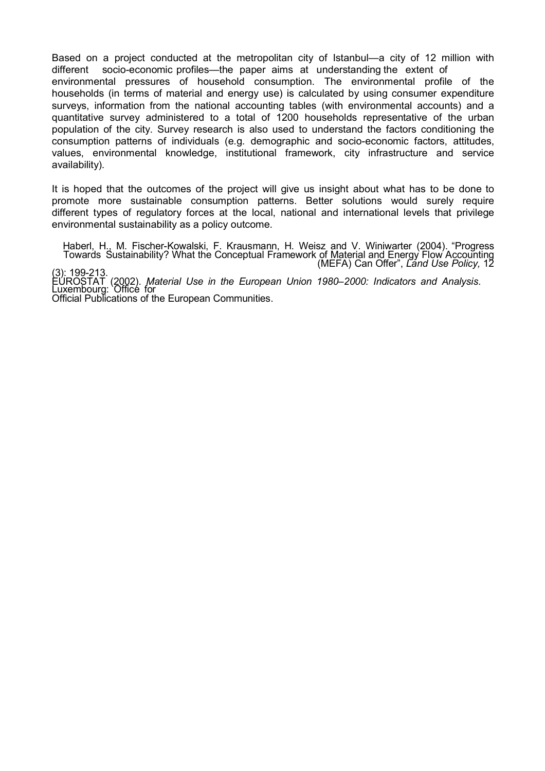Based on a project conducted at the metropolitan city of Istanbul—a city of 12 million with different socio-economic profiles—the paper aims at understanding the extent of environmental pressures of household consumption. The environmental profile of the households (in terms of material and energy use) is calculated by using consumer expenditure surveys, information from the national accounting tables (with environmental accounts) and a quantitative survey administered to a total of 1200 households representative of the urban population of the city. Survey research is also used to understand the factors conditioning the consumption patterns of individuals (e.g. demographic and socio-economic factors, attitudes, values, environmental knowledge, institutional framework, city infrastructure and service availability).

It is hoped that the outcomes of the project will give us insight about what has to be done to promote more sustainable consumption patterns. Better solutions would surely require different types of regulatory forces at the local, national and international levels that privilege environmental sustainability as a policy outcome.

Haberl, H., M. Fischer-Kowalski, F. Krausmann, H. Weisz and V. Winiwarter (2004). "Progress Towards Sustainability? What the Conceptual Framework of Material and Energy Flow Accounting (MEFA) Can Offer", *Land Use Policy,* 12 (3): 199-213.

EUROSTAT (2002). *Material Use in the European Union 1980–2000: Indicators and Analysis*. Luxembourg: Office for Official Publications of the European Communities.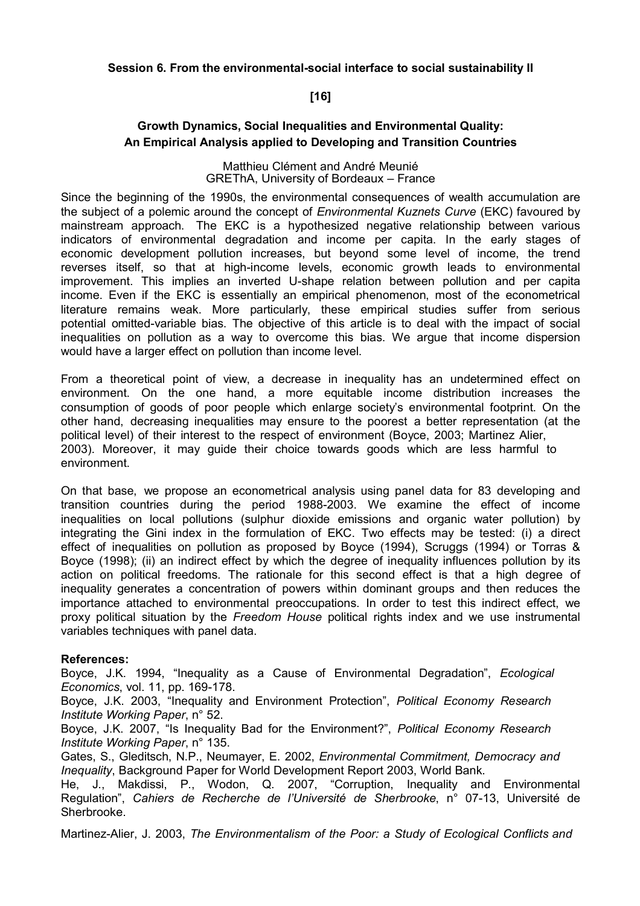**Session 6. From the environmental-social interface to social sustainability II**

**[16]**

## Growth Dynamics, Social Inequalities and Environmental Quality: An Empirical Analysis applied to Developing and Transition Countries

Matthieu Clément and André Meunié
GREThA, University of Bordeaux – France

Since the beginning of the 1990s, the environmental consequences of wealth accumulation are the subject of a polemic around the concept of *Environmental Kuznets Curve* (EKC) favoured by mainstream approach. The EKC is a hypothesized negative relationship between various indicators of environmental degradation and income per capita. In the early stages of economic development pollution increases, but beyond some level of income, the trend reverses itself, so that at high-income levels, economic growth leads to environmental improvement. This implies an inverted U-shape relation between pollution and per capita income. Even if the EKC is essentially an empirical phenomenon, most of the econometrical literature remains weak. More particularly, these empirical studies suffer from serious potential omitted-variable bias. The objective of this article is to deal with the impact of social inequalities on pollution as a way to overcome this bias. We argue that income dispersion would have a larger effect on pollution than income level.

From a theoretical point of view, a decrease in inequality has an undetermined effect on environment. On the one hand, a more equitable income distribution increases the consumption of goods of poor people which enlarge society's environmental footprint. On the other hand, decreasing inequalities may ensure to the poorest a better representation (at the political level) of their interest to the respect of environment (Boyce, 2003; Martinez Alier, 2003). Moreover, it may guide their choice towards goods which are less harmful to environment.

On that base, we propose an econometrical analysis using panel data for 83 developing and transition countries during the period 1988-2003. We examine the effect of income inequalities on local pollutions (sulphur dioxide emissions and organic water pollution) by integrating the Gini index in the formulation of EKC. Two effects may be tested: (i) a direct effect of inequalities on pollution as proposed by Boyce (1994), Scruggs (1994) or Torras & Boyce (1998); (ii) an indirect effect by which the degree of inequality influences pollution by its action on political freedoms. The rationale for this second effect is that a high degree of inequality generates a concentration of powers within dominant groups and then reduces the importance attached to environmental preoccupations. In order to test this indirect effect, we proxy political situation by the *Freedom House* political rights index and we use instrumental variables techniques with panel data.

**References:**

Boyce, J.K. 1994, "Inequality as a Cause of Environmental Degradation", *Ecological Economics*, vol. 11, pp. 169-178.

Boyce, J.K. 2003, "Inequality and Environment Protection", *Political Economy Research Institute Working Paper*, n° 52.

Boyce, J.K. 2007, "Is Inequality Bad for the Environment?", *Political Economy Research Institute Working Paper*, n° 135.

Gates, S., Gleditsch, N.P., Neumayer, E. 2002, *Environmental Commitment, Democracy and Inequality*, Background Paper for World Development Report 2003, World Bank.

He, J., Makdissi, P., Wodon, Q. 2007, "Corruption, Inequality and Environmental Regulation", *Cahiers de Recherche de l'Université de Sherbrooke*, n° 07-13, Université de Sherbrooke.

Martinez-Alier, J. 2003, *The Environmentalism of the Poor: a Study of Ecological Conflicts and*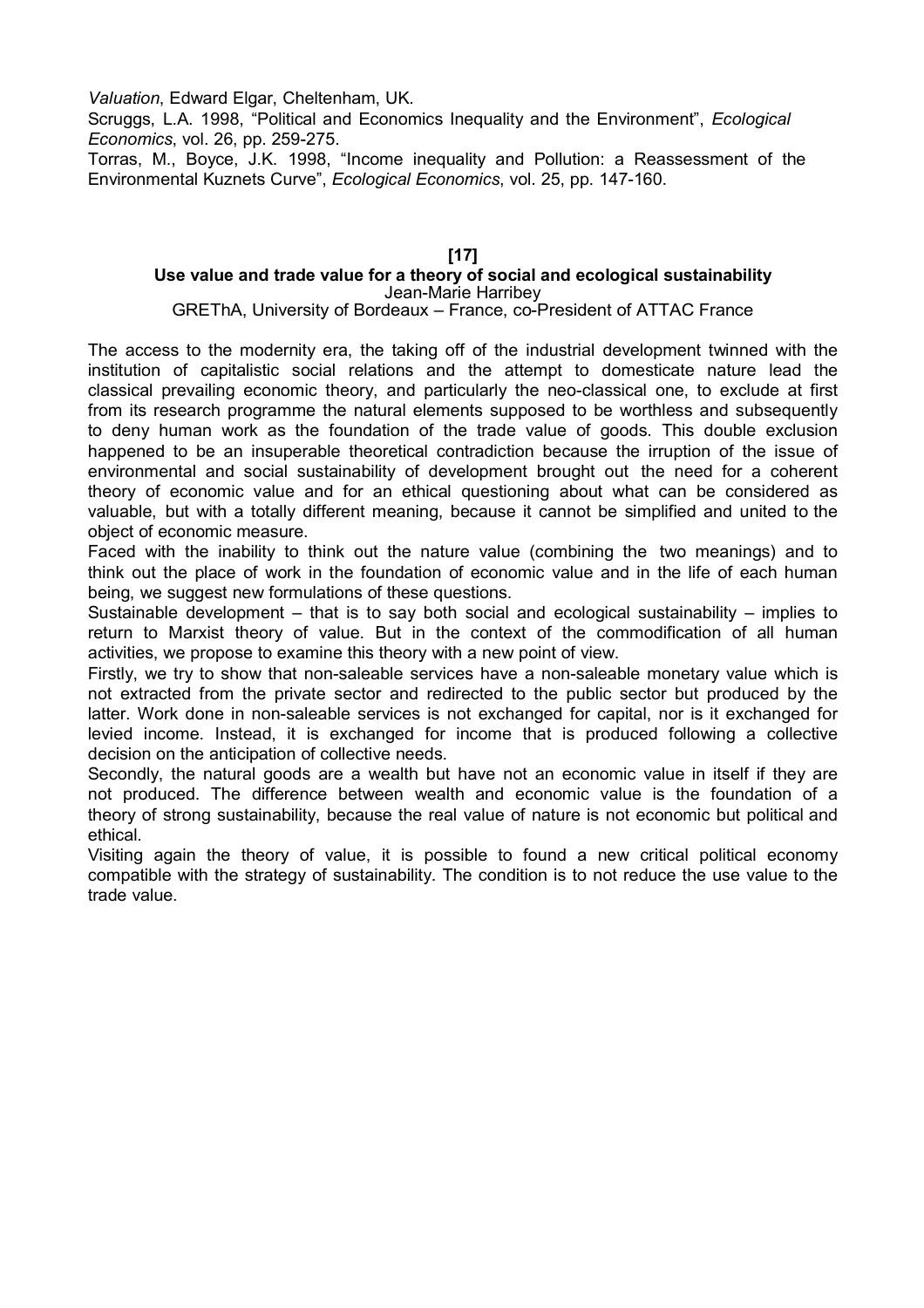*Valuation*, Edward Elgar, Cheltenham, UK.

Scruggs, L.A. 1998, "Political and Economics Inequality and the Environment", *Ecological Economics*, vol. 26, pp. 259-275.

Torras, M., Boyce, J.K. 1998, "Income inequality and Pollution: a Reassessment of the Environmental Kuznets Curve", *Ecological Economics*, vol. 25, pp. 147-160.

**[17]**

**Use value and trade value for a theory of social and ecological sustainability**

Jean-Marie Harribey

GREThA, University of Bordeaux – France, co-President of ATTAC France

The access to the modernity era, the taking off of the industrial development twinned with the institution of capitalistic social relations and the attempt to domesticate nature lead the classical prevailing economic theory, and particularly the neo-classical one, to exclude at first from its research programme the natural elements supposed to be worthless and subsequently to deny human work as the foundation of the trade value of goods. This double exclusion happened to be an insuperable theoretical contradiction because the irruption of the issue of environmental and social sustainability of development brought out the need for a coherent theory of economic value and for an ethical questioning about what can be considered as valuable, but with a totally different meaning, because it cannot be simplified and united to the object of economic measure.

Faced with the inability to think out the nature value (combining the two meanings) and to think out the place of work in the foundation of economic value and in the life of each human being, we suggest new formulations of these questions.

Sustainable development – that is to say both social and ecological sustainability – implies to return to Marxist theory of value. But in the context of the commodification of all human activities, we propose to examine this theory with a new point of view.

Firstly, we try to show that non-saleable services have a non-saleable monetary value which is not extracted from the private sector and redirected to the public sector but produced by the latter. Work done in non-saleable services is not exchanged for capital, nor is it exchanged for levied income. Instead, it is exchanged for income that is produced following a collective decision on the anticipation of collective needs.

Secondly, the natural goods are a wealth but have not an economic value in itself if they are not produced. The difference between wealth and economic value is the foundation of a theory of strong sustainability, because the real value of nature is not economic but political and ethical.

Visiting again the theory of value, it is possible to found a new critical political economy compatible with the strategy of sustainability. The condition is to not reduce the use value to the trade value.